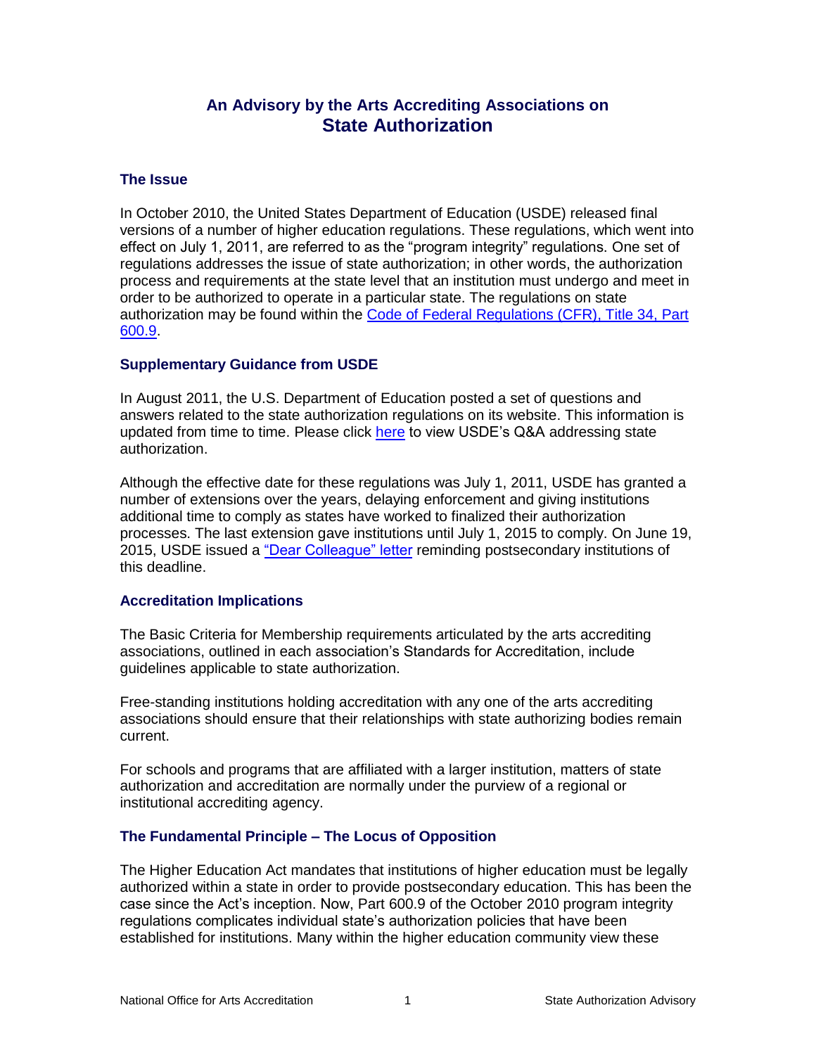# An Advisory by the Arts Accrediting Associations on
# State Authorization

## The Issue

In October 2010, the United States Department of Education (USDE) released final versions of a number of higher education regulations. These regulations, which went into effect on July 1, 2011, are referred to as the "program integrity" regulations. One set of regulations addresses the issue of state authorization; in other words, the authorization process and requirements at the state level that an institution must undergo and meet in order to be authorized to operate in a particular state. The regulations on state authorization may be found within the [Code of Federal Regulations (CFR), Title 34, Part 600.9]().

## Supplementary Guidance from USDE

In August 2011, the U.S. Department of Education posted a set of questions and answers related to the state authorization regulations on its website. This information is updated from time to time. Please click [here]() to view USDE's Q&A addressing state authorization.

Although the effective date for these regulations was July 1, 2011, USDE has granted a number of extensions over the years, delaying enforcement and giving institutions additional time to comply as states have worked to finalized their authorization processes. The last extension gave institutions until July 1, 2015 to comply. On June 19, 2015, USDE issued a ["Dear Colleague" letter]() reminding postsecondary institutions of this deadline.

## Accreditation Implications

The Basic Criteria for Membership requirements articulated by the arts accrediting associations, outlined in each association's Standards for Accreditation, include guidelines applicable to state authorization.

Free-standing institutions holding accreditation with any one of the arts accrediting associations should ensure that their relationships with state authorizing bodies remain current.

For schools and programs that are affiliated with a larger institution, matters of state authorization and accreditation are normally under the purview of a regional or institutional accrediting agency.

## The Fundamental Principle – The Locus of Opposition

The Higher Education Act mandates that institutions of higher education must be legally authorized within a state in order to provide postsecondary education. This has been the case since the Act's inception. Now, Part 600.9 of the October 2010 program integrity regulations complicates individual state's authorization policies that have been established for institutions. Many within the higher education community view these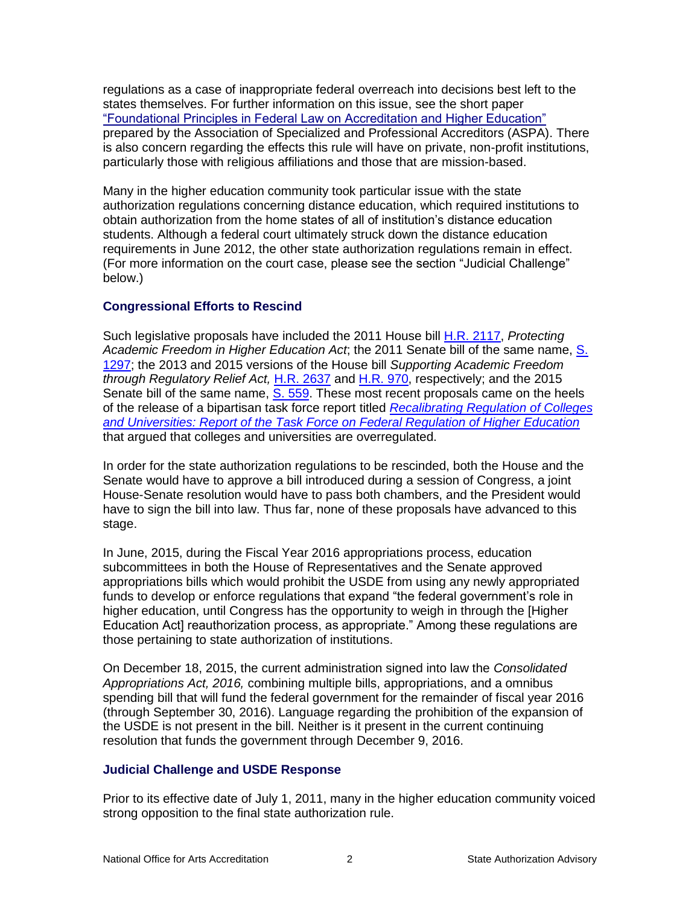regulations as a case of inappropriate federal overreach into decisions best left to the states themselves. For further information on this issue, see the short paper "Foundational Principles in Federal Law on Accreditation and Higher Education" prepared by the Association of Specialized and Professional Accreditors (ASPA). There is also concern regarding the effects this rule will have on private, non-profit institutions, particularly those with religious affiliations and those that are mission-based.

Many in the higher education community took particular issue with the state authorization regulations concerning distance education, which required institutions to obtain authorization from the home states of all of institution's distance education students. Although a federal court ultimately struck down the distance education requirements in June 2012, the other state authorization regulations remain in effect. (For more information on the court case, please see the section "Judicial Challenge" below.)

### Congressional Efforts to Rescind

Such legislative proposals have included the 2011 House bill H.R. 2117, *Protecting Academic Freedom in Higher Education Act*; the 2011 Senate bill of the same name, S. 1297; the 2013 and 2015 versions of the House bill *Supporting Academic Freedom through Regulatory Relief Act,* H.R. 2637 and H.R. 970, respectively; and the 2015 Senate bill of the same name, S. 559. These most recent proposals came on the heels of the release of a bipartisan task force report titled *Recalibrating Regulation of Colleges and Universities: Report of the Task Force on Federal Regulation of Higher Education* that argued that colleges and universities are overregulated.

In order for the state authorization regulations to be rescinded, both the House and the Senate would have to approve a bill introduced during a session of Congress, a joint House-Senate resolution would have to pass both chambers, and the President would have to sign the bill into law. Thus far, none of these proposals have advanced to this stage.

In June, 2015, during the Fiscal Year 2016 appropriations process, education subcommittees in both the House of Representatives and the Senate approved appropriations bills which would prohibit the USDE from using any newly appropriated funds to develop or enforce regulations that expand "the federal government's role in higher education, until Congress has the opportunity to weigh in through the [Higher Education Act] reauthorization process, as appropriate." Among these regulations are those pertaining to state authorization of institutions.

On December 18, 2015, the current administration signed into law the *Consolidated Appropriations Act, 2016,* combining multiple bills, appropriations, and a omnibus spending bill that will fund the federal government for the remainder of fiscal year 2016 (through September 30, 2016). Language regarding the prohibition of the expansion of the USDE is not present in the bill. Neither is it present in the current continuing resolution that funds the government through December 9, 2016.

### Judicial Challenge and USDE Response

Prior to its effective date of July 1, 2011, many in the higher education community voiced strong opposition to the final state authorization rule.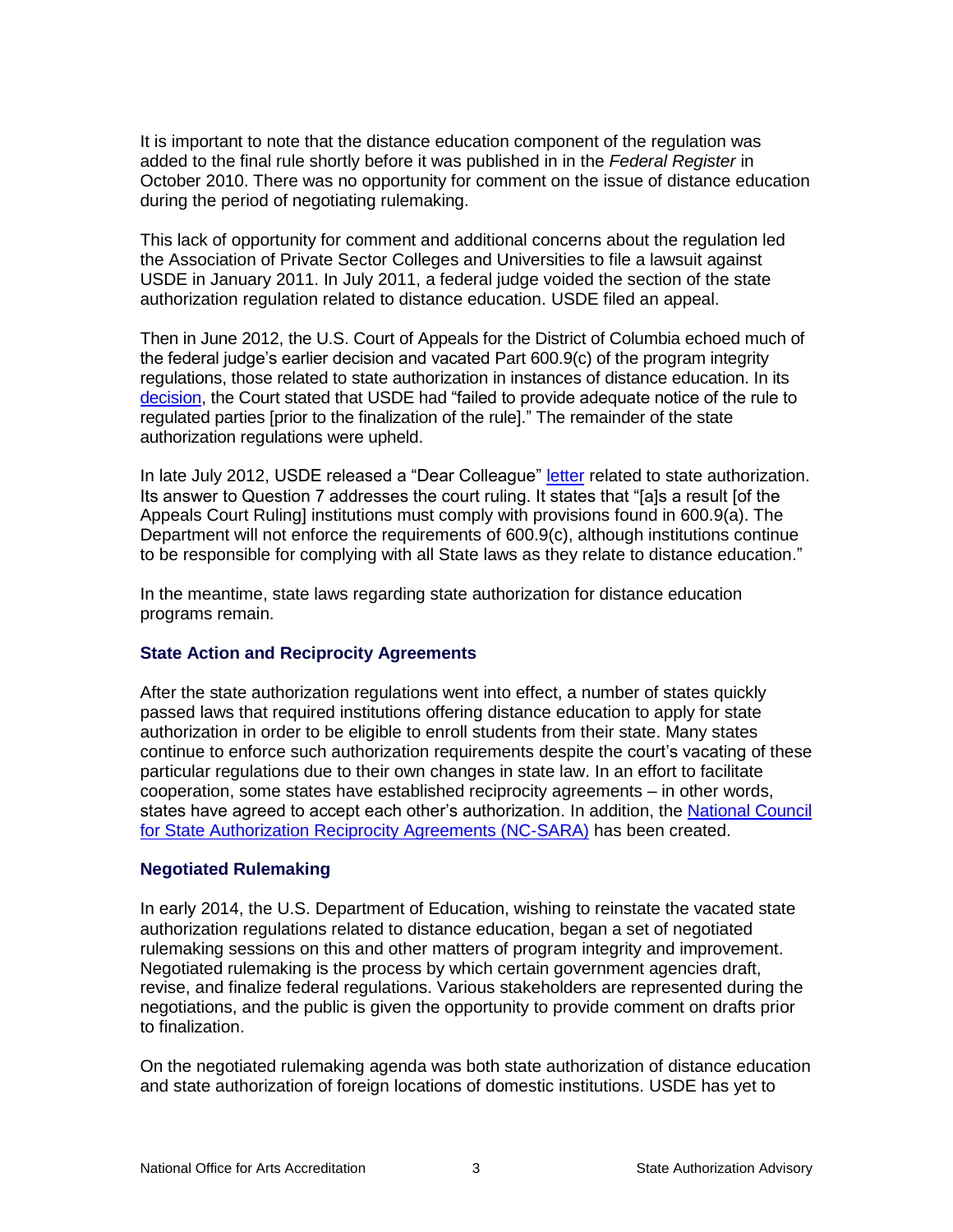It is important to note that the distance education component of the regulation was added to the final rule shortly before it was published in in the *Federal Register* in October 2010. There was no opportunity for comment on the issue of distance education during the period of negotiating rulemaking.

This lack of opportunity for comment and additional concerns about the regulation led the Association of Private Sector Colleges and Universities to file a lawsuit against USDE in January 2011. In July 2011, a federal judge voided the section of the state authorization regulation related to distance education. USDE filed an appeal.

Then in June 2012, the U.S. Court of Appeals for the District of Columbia echoed much of the federal judge's earlier decision and vacated Part 600.9(c) of the program integrity regulations, those related to state authorization in instances of distance education. In its decision, the Court stated that USDE had "failed to provide adequate notice of the rule to regulated parties [prior to the finalization of the rule]." The remainder of the state authorization regulations were upheld.

In late July 2012, USDE released a "Dear Colleague" letter related to state authorization. Its answer to Question 7 addresses the court ruling. It states that "[a]s a result [of the Appeals Court Ruling] institutions must comply with provisions found in 600.9(a). The Department will not enforce the requirements of 600.9(c), although institutions continue to be responsible for complying with all State laws as they relate to distance education."

In the meantime, state laws regarding state authorization for distance education programs remain.

### State Action and Reciprocity Agreements

After the state authorization regulations went into effect, a number of states quickly passed laws that required institutions offering distance education to apply for state authorization in order to be eligible to enroll students from their state. Many states continue to enforce such authorization requirements despite the court's vacating of these particular regulations due to their own changes in state law. In an effort to facilitate cooperation, some states have established reciprocity agreements – in other words, states have agreed to accept each other's authorization. In addition, the National Council for State Authorization Reciprocity Agreements (NC-SARA) has been created.

### Negotiated Rulemaking

In early 2014, the U.S. Department of Education, wishing to reinstate the vacated state authorization regulations related to distance education, began a set of negotiated rulemaking sessions on this and other matters of program integrity and improvement. Negotiated rulemaking is the process by which certain government agencies draft, revise, and finalize federal regulations. Various stakeholders are represented during the negotiations, and the public is given the opportunity to provide comment on drafts prior to finalization.

On the negotiated rulemaking agenda was both state authorization of distance education and state authorization of foreign locations of domestic institutions. USDE has yet to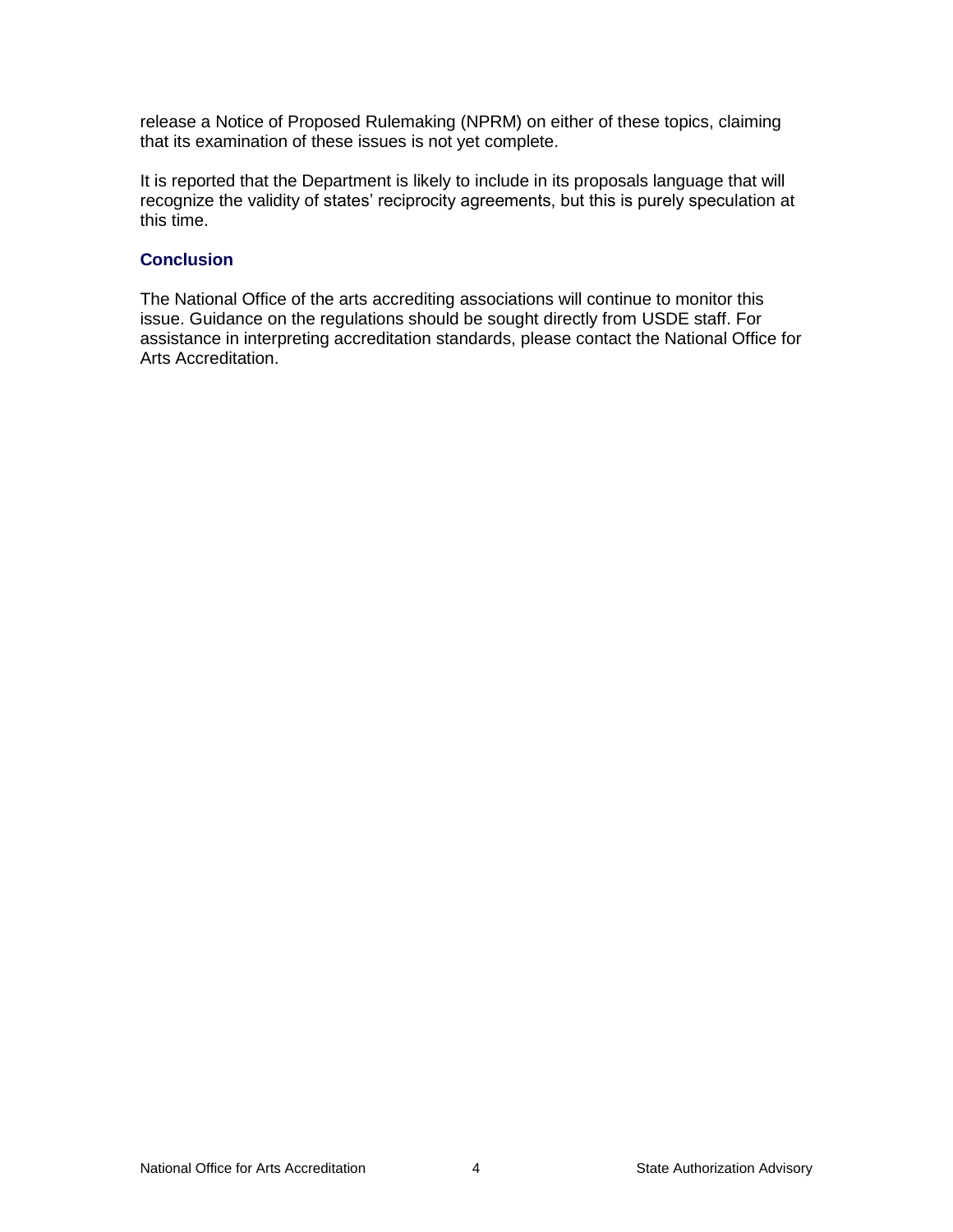release a Notice of Proposed Rulemaking (NPRM) on either of these topics, claiming that its examination of these issues is not yet complete.

It is reported that the Department is likely to include in its proposals language that will recognize the validity of states' reciprocity agreements, but this is purely speculation at this time.

## Conclusion

The National Office of the arts accrediting associations will continue to monitor this issue. Guidance on the regulations should be sought directly from USDE staff. For assistance in interpreting accreditation standards, please contact the National Office for Arts Accreditation.